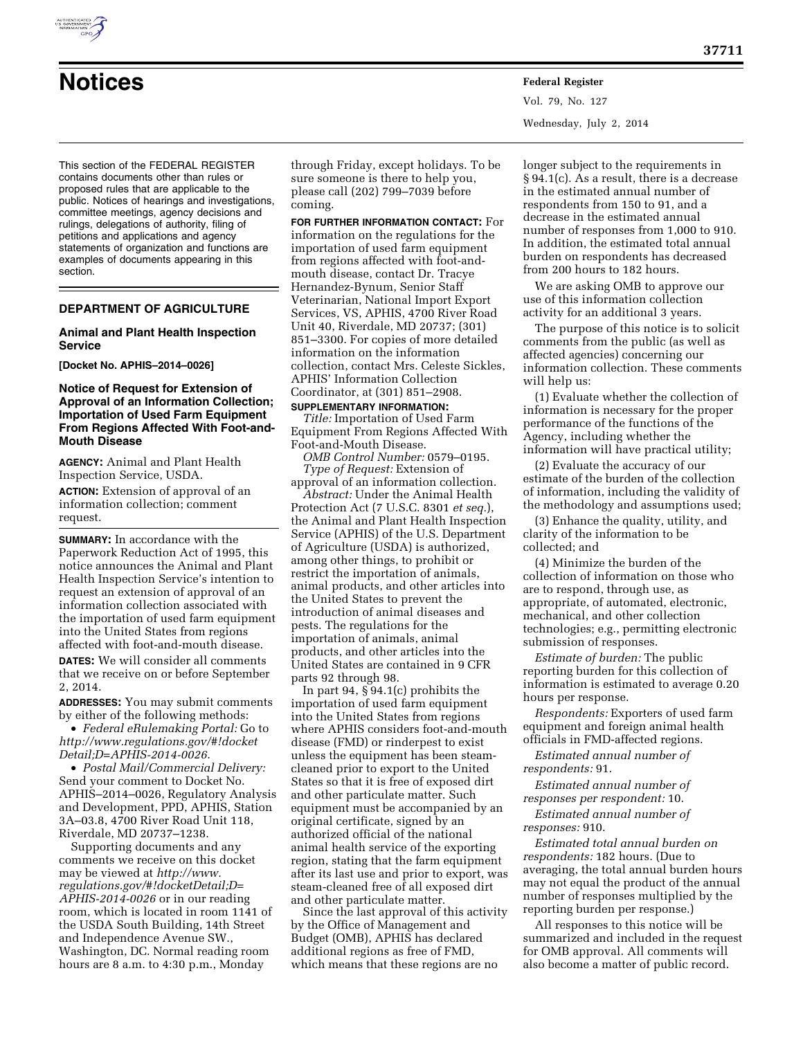# Notices

This section of the FEDERAL REGISTER contains documents other than rules or proposed rules that are applicable to the public. Notices of hearings and investigations, committee meetings, agency decisions and rulings, delegations of authority, filing of petitions and applications and agency statements of organization and functions are examples of documents appearing in this section.

## DEPARTMENT OF AGRICULTURE

### Animal and Plant Health Inspection Service

**[Docket No. APHIS–2014–0026]**

### Notice of Request for Extension of Approval of an Information Collection; Importation of Used Farm Equipment From Regions Affected With Foot-and-Mouth Disease

**AGENCY:** Animal and Plant Health Inspection Service, USDA.

**ACTION:** Extension of approval of an information collection; comment request.

**SUMMARY:** In accordance with the Paperwork Reduction Act of 1995, this notice announces the Animal and Plant Health Inspection Service's intention to request an extension of approval of an information collection associated with the importation of used farm equipment into the United States from regions affected with foot-and-mouth disease.

**DATES:** We will consider all comments that we receive on or before September 2, 2014.

**ADDRESSES:** You may submit comments by either of the following methods:

- *Federal eRulemaking Portal:* Go to *http://www.regulations.gov/#!docketDetail;D=APHIS-2014-0026*.
- *Postal Mail/Commercial Delivery:* Send your comment to Docket No. APHIS–2014–0026, Regulatory Analysis and Development, PPD, APHIS, Station 3A–03.8, 4700 River Road Unit 118, Riverdale, MD 20737–1238.

Supporting documents and any comments we receive on this docket may be viewed at *http://www.regulations.gov/#!docketDetail;D=APHIS-2014-0026* or in our reading room, which is located in room 1141 of the USDA South Building, 14th Street and Independence Avenue SW., Washington, DC. Normal reading room hours are 8 a.m. to 4:30 p.m., Monday through Friday, except holidays. To be sure someone is there to help you, please call (202) 799–7039 before coming.

**FOR FURTHER INFORMATION CONTACT:** For information on the regulations for the importation of used farm equipment from regions affected with foot-and-mouth disease, contact Dr. Tracye Hernandez-Bynum, Senior Staff Veterinarian, National Import Export Services, VS, APHIS, 4700 River Road Unit 40, Riverdale, MD 20737; (301) 851–3300. For copies of more detailed information on the information collection, contact Mrs. Celeste Sickles, APHIS' Information Collection Coordinator, at (301) 851–2908.

**SUPPLEMENTARY INFORMATION:**

*Title:* Importation of Used Farm Equipment From Regions Affected With Foot-and-Mouth Disease.

*OMB Control Number:* 0579–0195.

*Type of Request:* Extension of approval of an information collection.

*Abstract:* Under the Animal Health Protection Act (7 U.S.C. 8301 *et seq.*), the Animal and Plant Health Inspection Service (APHIS) of the U.S. Department of Agriculture (USDA) is authorized, among other things, to prohibit or restrict the importation of animals, animal products, and other articles into the United States to prevent the introduction of animal diseases and pests. The regulations for the importation of animals, animal products, and other articles into the United States are contained in 9 CFR parts 92 through 98.

In part 94, § 94.1(c) prohibits the importation of used farm equipment into the United States from regions where APHIS considers foot-and-mouth disease (FMD) or rinderpest to exist unless the equipment has been steam-cleaned prior to export to the United States so that it is free of exposed dirt and other particulate matter. Such equipment must be accompanied by an original certificate, signed by an authorized official of the national animal health service of the exporting region, stating that the farm equipment after its last use and prior to export, was steam-cleaned free of all exposed dirt and other particulate matter.

Since the last approval of this activity by the Office of Management and Budget (OMB), APHIS has declared additional regions as free of FMD, which means that these regions are no longer subject to the requirements in § 94.1(c). As a result, there is a decrease in the estimated annual number of respondents from 150 to 91, and a decrease in the estimated annual number of responses from 1,000 to 910. In addition, the estimated total annual burden on respondents has decreased from 200 hours to 182 hours.

We are asking OMB to approve our use of this information collection activity for an additional 3 years.

The purpose of this notice is to solicit comments from the public (as well as affected agencies) concerning our information collection. These comments will help us:

(1) Evaluate whether the collection of information is necessary for the proper performance of the functions of the Agency, including whether the information will have practical utility;

(2) Evaluate the accuracy of our estimate of the burden of the collection of information, including the validity of the methodology and assumptions used;

(3) Enhance the quality, utility, and clarity of the information to be collected; and

(4) Minimize the burden of the collection of information on those who are to respond, through use, as appropriate, of automated, electronic, mechanical, and other collection technologies; e.g., permitting electronic submission of responses.

*Estimate of burden:* The public reporting burden for this collection of information is estimated to average 0.20 hours per response.

*Respondents:* Exporters of used farm equipment and foreign animal health officials in FMD-affected regions.

*Estimated annual number of respondents:* 91.

*Estimated annual number of responses per respondent:* 10.

*Estimated annual number of responses:* 910.

*Estimated total annual burden on respondents:* 182 hours. (Due to averaging, the total annual burden hours may not equal the product of the annual number of responses multiplied by the reporting burden per response.)

All responses to this notice will be summarized and included in the request for OMB approval. All comments will also become a matter of public record.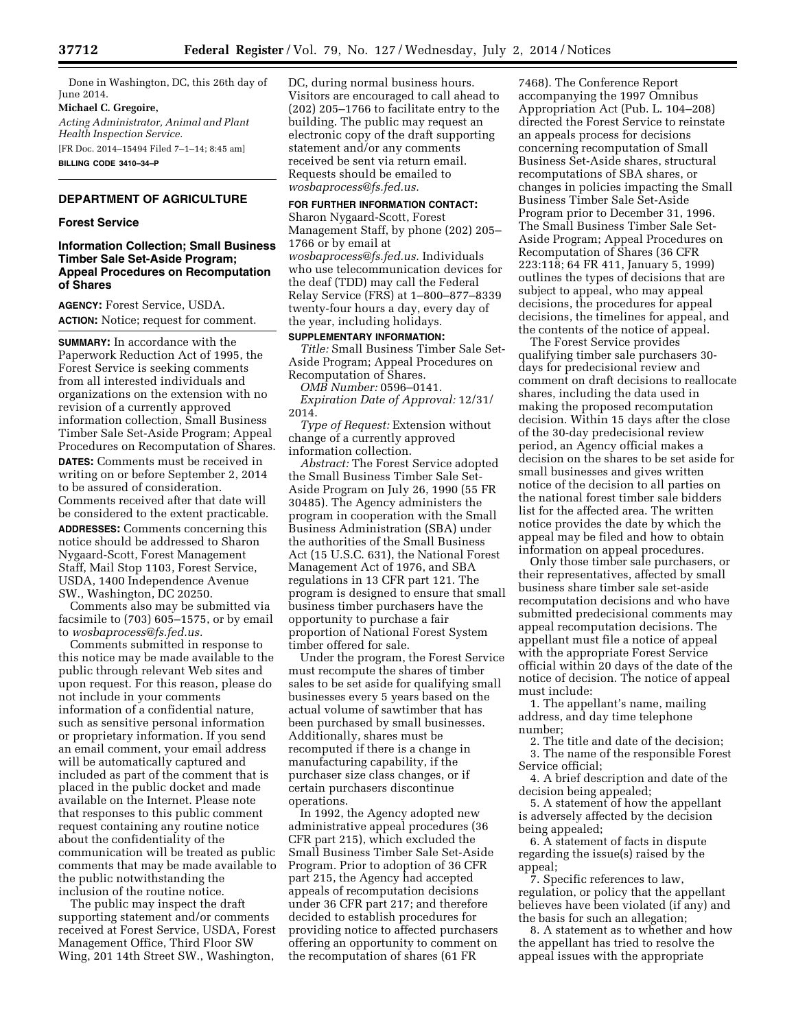Done in Washington, DC, this 26th day of June 2014.

**Michael C. Gregoire,**

*Acting Administrator, Animal and Plant Health Inspection Service.*

[FR Doc. 2014–15494 Filed 7–1–14; 8:45 am]

**BILLING CODE 3410–34–P**

## DEPARTMENT OF AGRICULTURE

### Forest Service

### Information Collection; Small Business Timber Sale Set-Aside Program; Appeal Procedures on Recomputation of Shares

**AGENCY:** Forest Service, USDA.

**ACTION:** Notice; request for comment.

**SUMMARY:** In accordance with the Paperwork Reduction Act of 1995, the Forest Service is seeking comments from all interested individuals and organizations on the extension with no revision of a currently approved information collection, Small Business Timber Sale Set-Aside Program; Appeal Procedures on Recomputation of Shares.

**DATES:** Comments must be received in writing on or before September 2, 2014 to be assured of consideration. Comments received after that date will be considered to the extent practicable.

**ADDRESSES:** Comments concerning this notice should be addressed to Sharon Nygaard-Scott, Forest Management Staff, Mail Stop 1103, Forest Service, USDA, 1400 Independence Avenue SW., Washington, DC 20250.

Comments also may be submitted via facsimile to (703) 605–1575, or by email to *wosbaprocess@fs.fed.us.*

Comments submitted in response to this notice may be made available to the public through relevant Web sites and upon request. For this reason, please do not include in your comments information of a confidential nature, such as sensitive personal information or proprietary information. If you send an email comment, your email address will be automatically captured and included as part of the comment that is placed in the public docket and made available on the Internet. Please note that responses to this public comment request containing any routine notice about the confidentiality of the communication will be treated as public comments that may be made available to the public notwithstanding the inclusion of the routine notice.

The public may inspect the draft supporting statement and/or comments received at Forest Service, USDA, Forest Management Office, Third Floor SW Wing, 201 14th Street SW., Washington, DC, during normal business hours. Visitors are encouraged to call ahead to (202) 205–1766 to facilitate entry to the building. The public may request an electronic copy of the draft supporting statement and/or any comments received be sent via return email. Requests should be emailed to *wosbaprocess@fs.fed.us.*

**FOR FURTHER INFORMATION CONTACT:** Sharon Nygaard-Scott, Forest Management Staff, by phone (202) 205–1766 or by email at *wosbaprocess@fs.fed.us.* Individuals who use telecommunication devices for the deaf (TDD) may call the Federal Relay Service (FRS) at 1–800–877–8339 twenty-four hours a day, every day of the year, including holidays.

**SUPPLEMENTARY INFORMATION:**

*Title:* Small Business Timber Sale Set-Aside Program; Appeal Procedures on Recomputation of Shares.

*OMB Number:* 0596–0141.

*Expiration Date of Approval:* 12/31/2014.

*Type of Request:* Extension without change of a currently approved information collection.

*Abstract:* The Forest Service adopted the Small Business Timber Sale Set-Aside Program on July 26, 1990 (55 FR 30485). The Agency administers the program in cooperation with the Small Business Administration (SBA) under the authorities of the Small Business Act (15 U.S.C. 631), the National Forest Management Act of 1976, and SBA regulations in 13 CFR part 121. The program is designed to ensure that small business timber purchasers have the opportunity to purchase a fair proportion of National Forest System timber offered for sale.

Under the program, the Forest Service must recompute the shares of timber sales to be set aside for qualifying small businesses every 5 years based on the actual volume of sawtimber that has been purchased by small businesses. Additionally, shares must be recomputed if there is a change in manufacturing capability, if the purchaser size class changes, or if certain purchasers discontinue operations.

In 1992, the Agency adopted new administrative appeal procedures (36 CFR part 215), which excluded the Small Business Timber Sale Set-Aside Program. Prior to adoption of 36 CFR part 215, the Agency had accepted appeals of recomputation decisions under 36 CFR part 217; and therefore decided to establish procedures for providing notice to affected purchasers offering an opportunity to comment on the recomputation of shares (61 FR 7468). The Conference Report accompanying the 1997 Omnibus Appropriation Act (Pub. L. 104–208) directed the Forest Service to reinstate an appeals process for decisions concerning recomputation of Small Business Set-Aside shares, structural recomputations of SBA shares, or changes in policies impacting the Small Business Timber Sale Set-Aside Program prior to December 31, 1996. The Small Business Timber Sale Set-Aside Program; Appeal Procedures on Recomputation of Shares (36 CFR 223:118; 64 FR 411, January 5, 1999) outlines the types of decisions that are subject to appeal, who may appeal decisions, the procedures for appeal decisions, the timelines for appeal, and the contents of the notice of appeal.

The Forest Service provides qualifying timber sale purchasers 30-days for predecisional review and comment on draft decisions to reallocate shares, including the data used in making the proposed recomputation decision. Within 15 days after the close of the 30-day predecisional review period, an Agency official makes a decision on the shares to be set aside for small businesses and gives written notice of the decision to all parties on the national forest timber sale bidders list for the affected area. The written notice provides the date by which the appeal may be filed and how to obtain information on appeal procedures.

Only those timber sale purchasers, or their representatives, affected by small business share timber sale set-aside recomputation decisions and who have submitted predecisional comments may appeal recomputation decisions. The appellant must file a notice of appeal with the appropriate Forest Service official within 20 days of the date of the notice of decision. The notice of appeal must include:

1. The appellant's name, mailing address, and day time telephone number;
2. The title and date of the decision;
3. The name of the responsible Forest Service official;
4. A brief description and date of the decision being appealed;
5. A statement of how the appellant is adversely affected by the decision being appealed;
6. A statement of facts in dispute regarding the issue(s) raised by the appeal;
7. Specific references to law, regulation, or policy that the appellant believes have been violated (if any) and the basis for such an allegation;
8. A statement as to whether and how the appellant has tried to resolve the appeal issues with the appropriate